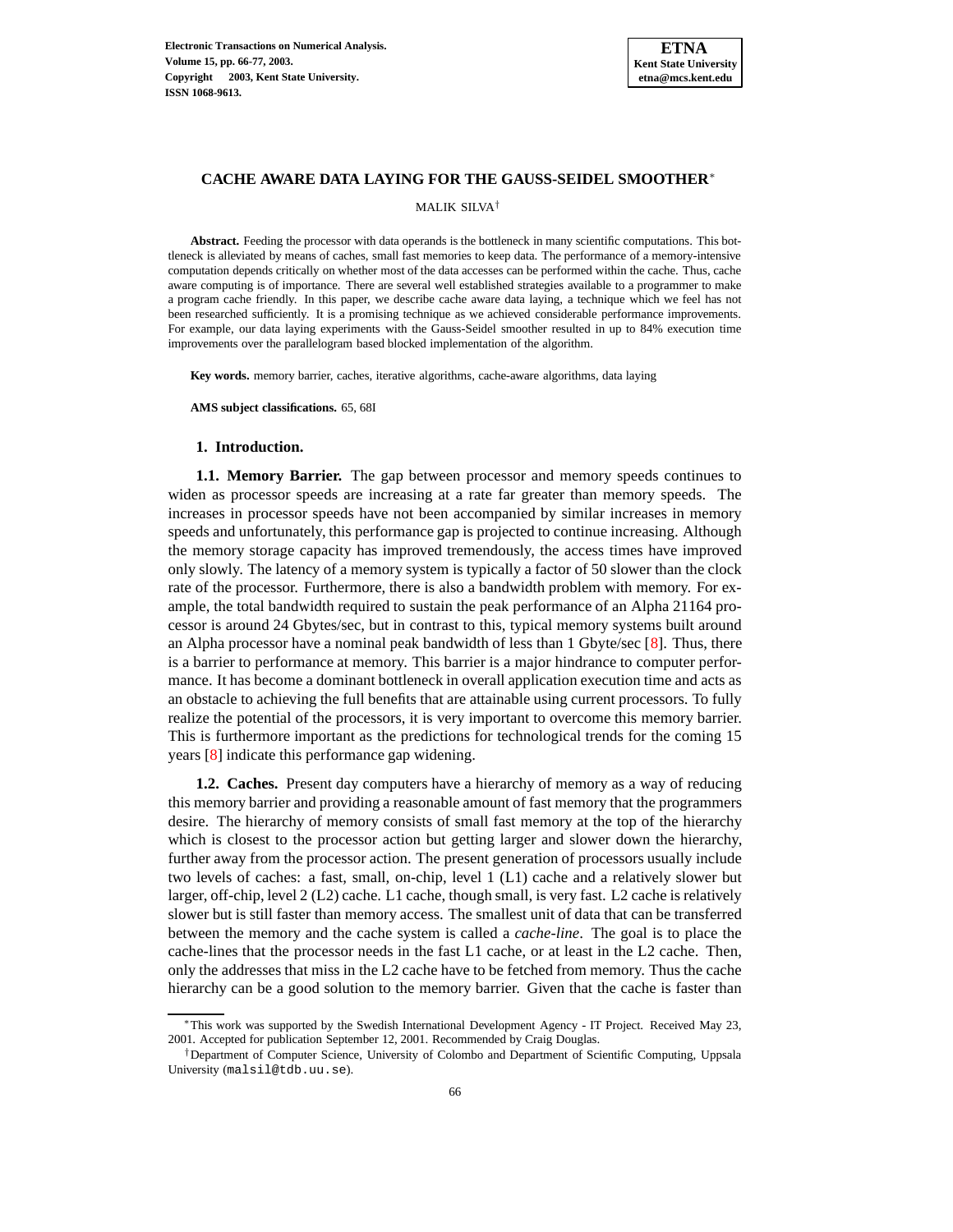# CACHE AWARE DATA LAYING FOR THE GAUSS-SEIDEL SMOOTHER*

MALIK SILVA†

**Abstract.** Feeding the processor with data operands is the bottleneck in many scientific computations. This bottleneck is alleviated by means of caches, small fast memories to keep data. The performance of a memory-intensive computation depends critically on whether most of the data accesses can be performed within the cache. Thus, cache aware computing is of importance. There are several well established strategies available to a programmer to make a program cache friendly. In this paper, we describe cache aware data laying, a technique which we feel has not been researched sufficiently. It is a promising technique as we achieved considerable performance improvements. For example, our data laying experiments with the Gauss-Seidel smoother resulted in up to 84% execution time improvements over the parallelogram based blocked implementation of the algorithm.

**Key words.** memory barrier, caches, iterative algorithms, cache-aware algorithms, data laying

**AMS subject classifications.** 65, 68I

## 1. Introduction.

**1.1. Memory Barrier.** The gap between processor and memory speeds continues to widen as processor speeds are increasing at a rate far greater than memory speeds. The increases in processor speeds have not been accompanied by similar increases in memory speeds and unfortunately, this performance gap is projected to continue increasing. Although the memory storage capacity has improved tremendously, the access times have improved only slowly. The latency of a memory system is typically a factor of 50 slower than the clock rate of the processor. Furthermore, there is also a bandwidth problem with memory. For example, the total bandwidth required to sustain the peak performance of an Alpha 21164 processor is around 24 Gbytes/sec, but in contrast to this, typical memory systems built around an Alpha processor have a nominal peak bandwidth of less than 1 Gbyte/sec [8]. Thus, there is a barrier to performance at memory. This barrier is a major hindrance to computer performance. It has become a dominant bottleneck in overall application execution time and acts as an obstacle to achieving the full benefits that are attainable using current processors. To fully realize the potential of the processors, it is very important to overcome this memory barrier. This is furthermore important as the predictions for technological trends for the coming 15 years [8] indicate this performance gap widening.

**1.2. Caches.** Present day computers have a hierarchy of memory as a way of reducing this memory barrier and providing a reasonable amount of fast memory that the programmers desire. The hierarchy of memory consists of small fast memory at the top of the hierarchy which is closest to the processor action but getting larger and slower down the hierarchy, further away from the processor action. The present generation of processors usually include two levels of caches: a fast, small, on-chip, level 1 (L1) cache and a relatively slower but larger, off-chip, level 2 (L2) cache. L1 cache, though small, is very fast. L2 cache is relatively slower but is still faster than memory access. The smallest unit of data that can be transferred between the memory and the cache system is called a *cache-line*. The goal is to place the cache-lines that the processor needs in the fast L1 cache, or at least in the L2 cache. Then, only the addresses that miss in the L2 cache have to be fetched from memory. Thus the cache hierarchy can be a good solution to the memory barrier. Given that the cache is faster than

---

*This work was supported by the Swedish International Development Agency - IT Project. Received May 23, 2001. Accepted for publication September 12, 2001. Recommended by Craig Douglas.

†Department of Computer Science, University of Colombo and Department of Scientific Computing, Uppsala University (malsil@tdb.uu.se).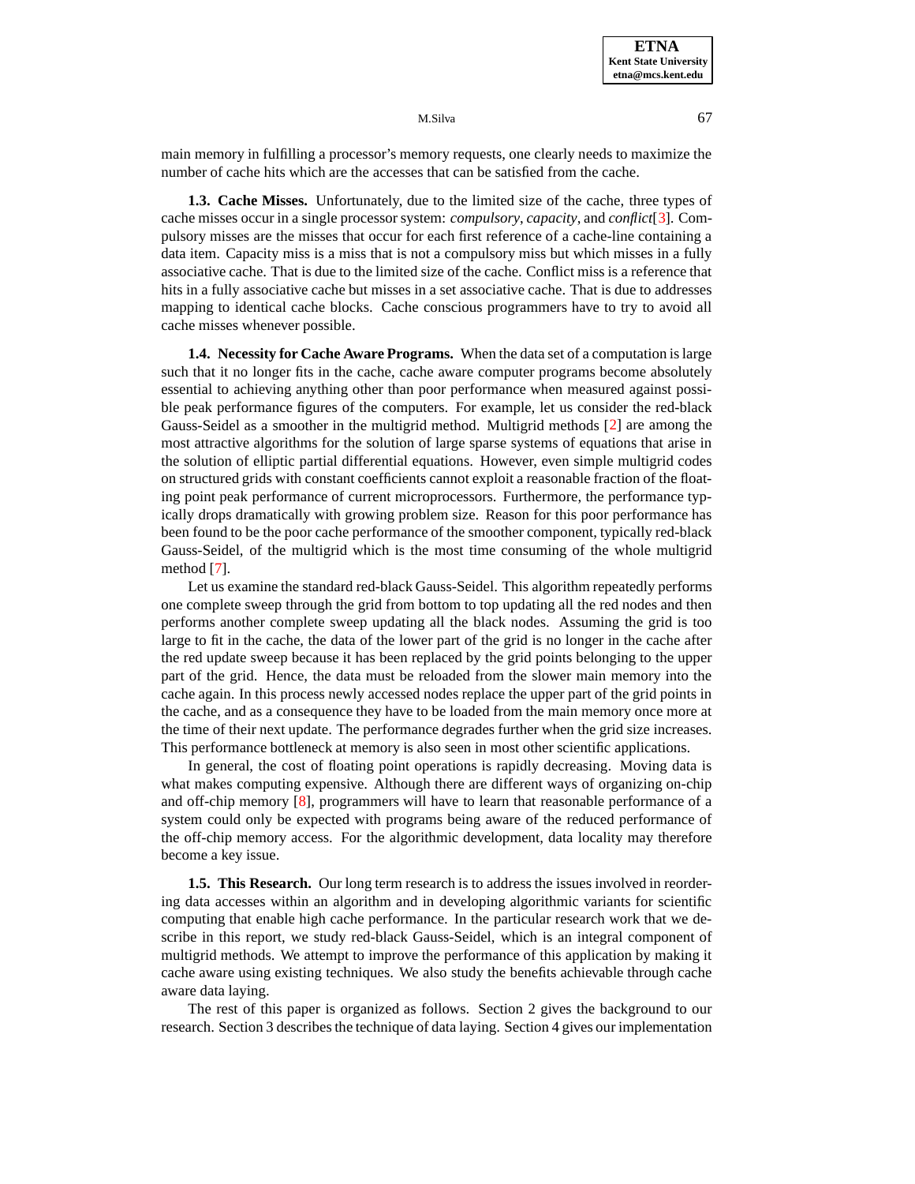main memory in fulfilling a processor's memory requests, one clearly needs to maximize the number of cache hits which are the accesses that can be satisfied from the cache.

**1.3. Cache Misses.** Unfortunately, due to the limited size of the cache, three types of cache misses occur in a single processor system: *compulsory*, *capacity*, and *conflict*[3]. Compulsory misses are the misses that occur for each first reference of a cache-line containing a data item. Capacity miss is a miss that is not a compulsory miss but which misses in a fully associative cache. That is due to the limited size of the cache. Conflict miss is a reference that hits in a fully associative cache but misses in a set associative cache. That is due to addresses mapping to identical cache blocks. Cache conscious programmers have to try to avoid all cache misses whenever possible.

**1.4. Necessity for Cache Aware Programs.** When the data set of a computation is large such that it no longer fits in the cache, cache aware computer programs become absolutely essential to achieving anything other than poor performance when measured against possible peak performance figures of the computers. For example, let us consider the red-black Gauss-Seidel as a smoother in the multigrid method. Multigrid methods [2] are among the most attractive algorithms for the solution of large sparse systems of equations that arise in the solution of elliptic partial differential equations. However, even simple multigrid codes on structured grids with constant coefficients cannot exploit a reasonable fraction of the floating point peak performance of current microprocessors. Furthermore, the performance typically drops dramatically with growing problem size. Reason for this poor performance has been found to be the poor cache performance of the smoother component, typically red-black Gauss-Seidel, of the multigrid which is the most time consuming of the whole multigrid method [7].

Let us examine the standard red-black Gauss-Seidel. This algorithm repeatedly performs one complete sweep through the grid from bottom to top updating all the red nodes and then performs another complete sweep updating all the black nodes. Assuming the grid is too large to fit in the cache, the data of the lower part of the grid is no longer in the cache after the red update sweep because it has been replaced by the grid points belonging to the upper part of the grid. Hence, the data must be reloaded from the slower main memory into the cache again. In this process newly accessed nodes replace the upper part of the grid points in the cache, and as a consequence they have to be loaded from the main memory once more at the time of their next update. The performance degrades further when the grid size increases. This performance bottleneck at memory is also seen in most other scientific applications.

In general, the cost of floating point operations is rapidly decreasing. Moving data is what makes computing expensive. Although there are different ways of organizing on-chip and off-chip memory [8], programmers will have to learn that reasonable performance of a system could only be expected with programs being aware of the reduced performance of the off-chip memory access. For the algorithmic development, data locality may therefore become a key issue.

**1.5. This Research.** Our long term research is to address the issues involved in reordering data accesses within an algorithm and in developing algorithmic variants for scientific computing that enable high cache performance. In the particular research work that we describe in this report, we study red-black Gauss-Seidel, which is an integral component of multigrid methods. We attempt to improve the performance of this application by making it cache aware using existing techniques. We also study the benefits achievable through cache aware data laying.

The rest of this paper is organized as follows. Section 2 gives the background to our research. Section 3 describes the technique of data laying. Section 4 gives our implementation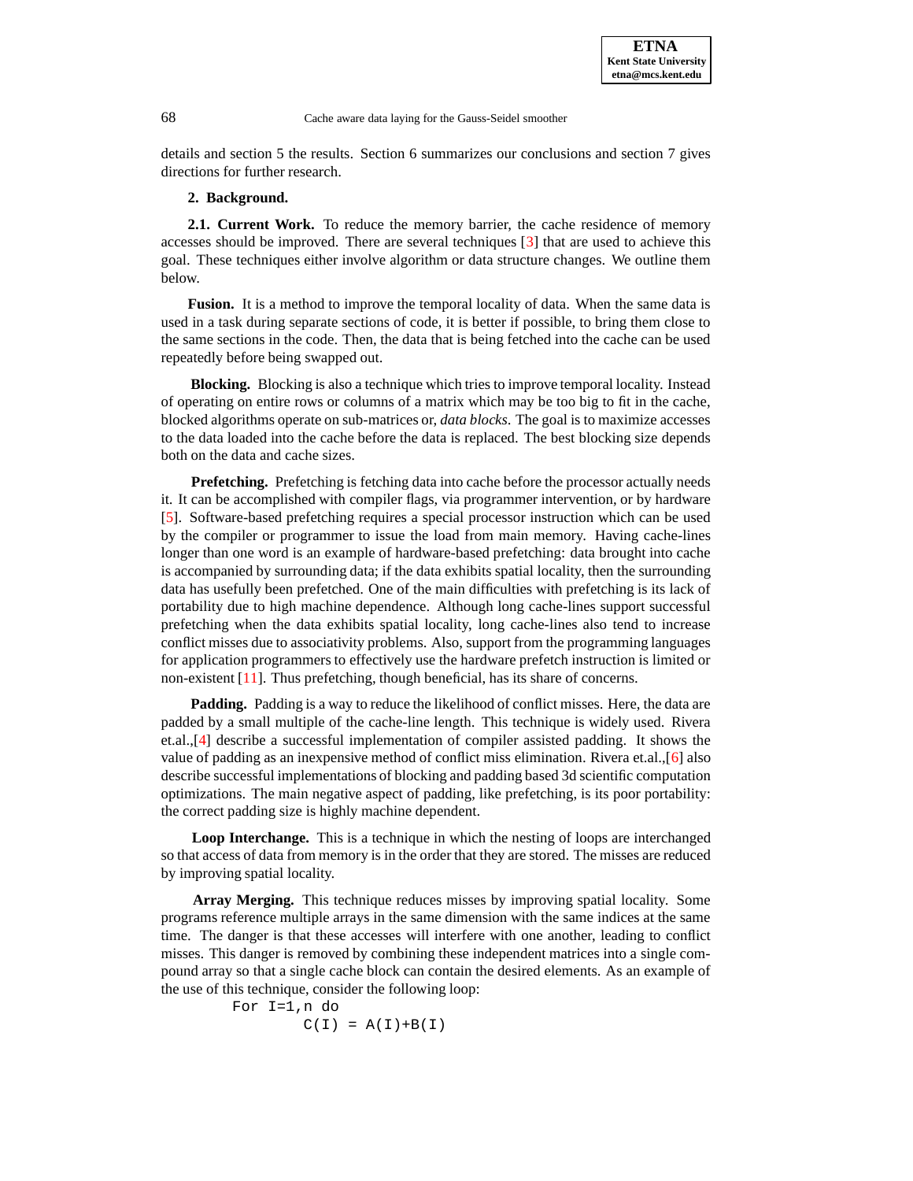details and section 5 the results. Section 6 summarizes our conclusions and section 7 gives directions for further research.

## 2. Background.

### 2.1. Current Work.

To reduce the memory barrier, the cache residence of memory accesses should be improved. There are several techniques [3] that are used to achieve this goal. These techniques either involve algorithm or data structure changes. We outline them below.

**Fusion.** It is a method to improve the temporal locality of data. When the same data is used in a task during separate sections of code, it is better if possible, to bring them close to the same sections in the code. Then, the data that is being fetched into the cache can be used repeatedly before being swapped out.

**Blocking.** Blocking is also a technique which tries to improve temporal locality. Instead of operating on entire rows or columns of a matrix which may be too big to fit in the cache, blocked algorithms operate on sub-matrices or, *data blocks*. The goal is to maximize accesses to the data loaded into the cache before the data is replaced. The best blocking size depends both on the data and cache sizes.

**Prefetching.** Prefetching is fetching data into cache before the processor actually needs it. It can be accomplished with compiler flags, via programmer intervention, or by hardware [5]. Software-based prefetching requires a special processor instruction which can be used by the compiler or programmer to issue the load from main memory. Having cache-lines longer than one word is an example of hardware-based prefetching: data brought into cache is accompanied by surrounding data; if the data exhibits spatial locality, then the surrounding data has usefully been prefetched. One of the main difficulties with prefetching is its lack of portability due to high machine dependence. Although long cache-lines support successful prefetching when the data exhibits spatial locality, long cache-lines also tend to increase conflict misses due to associativity problems. Also, support from the programming languages for application programmers to effectively use the hardware prefetch instruction is limited or non-existent [11]. Thus prefetching, though beneficial, has its share of concerns.

**Padding.** Padding is a way to reduce the likelihood of conflict misses. Here, the data are padded by a small multiple of the cache-line length. This technique is widely used. Rivera et.al.,[4] describe a successful implementation of compiler assisted padding. It shows the value of padding as an inexpensive method of conflict miss elimination. Rivera et.al.,[6] also describe successful implementations of blocking and padding based 3d scientific computation optimizations. The main negative aspect of padding, like prefetching, is its poor portability: the correct padding size is highly machine dependent.

**Loop Interchange.** This is a technique in which the nesting of loops are interchanged so that access of data from memory is in the order that they are stored. The misses are reduced by improving spatial locality.

**Array Merging.** This technique reduces misses by improving spatial locality. Some programs reference multiple arrays in the same dimension with the same indices at the same time. The danger is that these accesses will interfere with one another, leading to conflict misses. This danger is removed by combining these independent matrices into a single compound array so that a single cache block can contain the desired elements. As an example of the use of this technique, consider the following loop:

```
For I=1,n do
        C(I) = A(I)+B(I)
```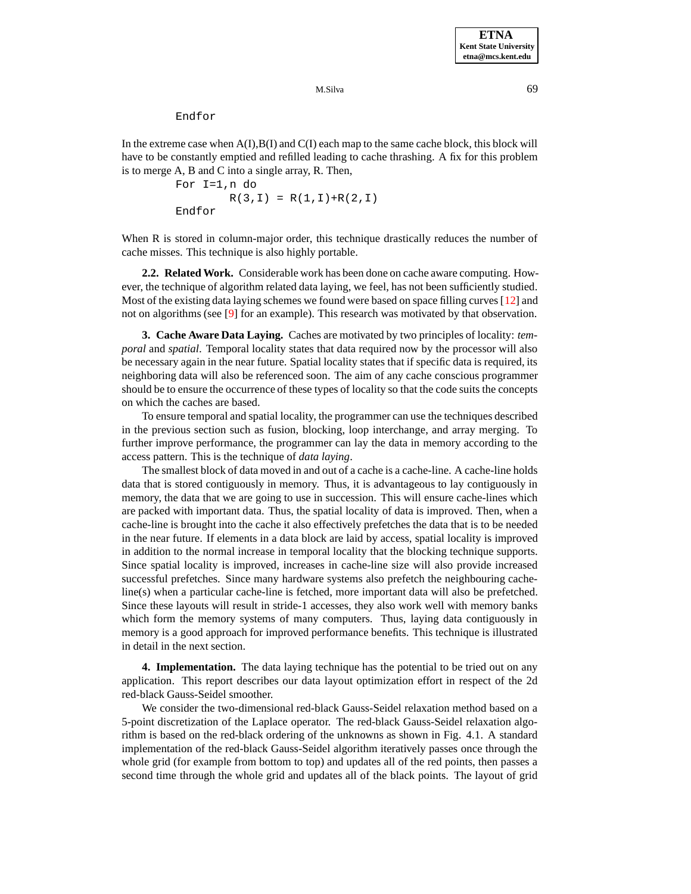```
Endfor
```

In the extreme case when A(I),B(I) and C(I) each map to the same cache block, this block will have to be constantly emptied and refilled leading to cache thrashing. A fix for this problem is to merge A, B and C into a single array, R. Then,

```
For I=1,n do
        R(3,I) = R(1,I)+R(2,I)
Endfor
```

When R is stored in column-major order, this technique drastically reduces the number of cache misses. This technique is also highly portable.

**2.2. Related Work.** Considerable work has been done on cache aware computing. However, the technique of algorithm related data laying, we feel, has not been sufficiently studied. Most of the existing data laying schemes we found were based on space filling curves [12] and not on algorithms (see [9] for an example). This research was motivated by that observation.

## 3. Cache Aware Data Laying.

Caches are motivated by two principles of locality: *temporal* and *spatial*. Temporal locality states that data required now by the processor will also be necessary again in the near future. Spatial locality states that if specific data is required, its neighboring data will also be referenced soon. The aim of any cache conscious programmer should be to ensure the occurrence of these types of locality so that the code suits the concepts on which the caches are based.

To ensure temporal and spatial locality, the programmer can use the techniques described in the previous section such as fusion, blocking, loop interchange, and array merging. To further improve performance, the programmer can lay the data in memory according to the access pattern. This is the technique of *data laying*.

The smallest block of data moved in and out of a cache is a cache-line. A cache-line holds data that is stored contiguously in memory. Thus, it is advantageous to lay contiguously in memory, the data that we are going to use in succession. This will ensure cache-lines which are packed with important data. Thus, the spatial locality of data is improved. Then, when a cache-line is brought into the cache it also effectively prefetches the data that is to be needed in the near future. If elements in a data block are laid by access, spatial locality is improved in addition to the normal increase in temporal locality that the blocking technique supports. Since spatial locality is improved, increases in cache-line size will also provide increased successful prefetches. Since many hardware systems also prefetch the neighbouring cache-line(s) when a particular cache-line is fetched, more important data will also be prefetched. Since these layouts will result in stride-1 accesses, they also work well with memory banks which form the memory systems of many computers. Thus, laying data contiguously in memory is a good approach for improved performance benefits. This technique is illustrated in detail in the next section.

## 4. Implementation.

The data laying technique has the potential to be tried out on any application. This report describes our data layout optimization effort in respect of the 2d red-black Gauss-Seidel smoother.

We consider the two-dimensional red-black Gauss-Seidel relaxation method based on a 5-point discretization of the Laplace operator. The red-black Gauss-Seidel relaxation algorithm is based on the red-black ordering of the unknowns as shown in Fig. 4.1. A standard implementation of the red-black Gauss-Seidel algorithm iteratively passes once through the whole grid (for example from bottom to top) and updates all of the red points, then passes a second time through the whole grid and updates all of the black points. The layout of grid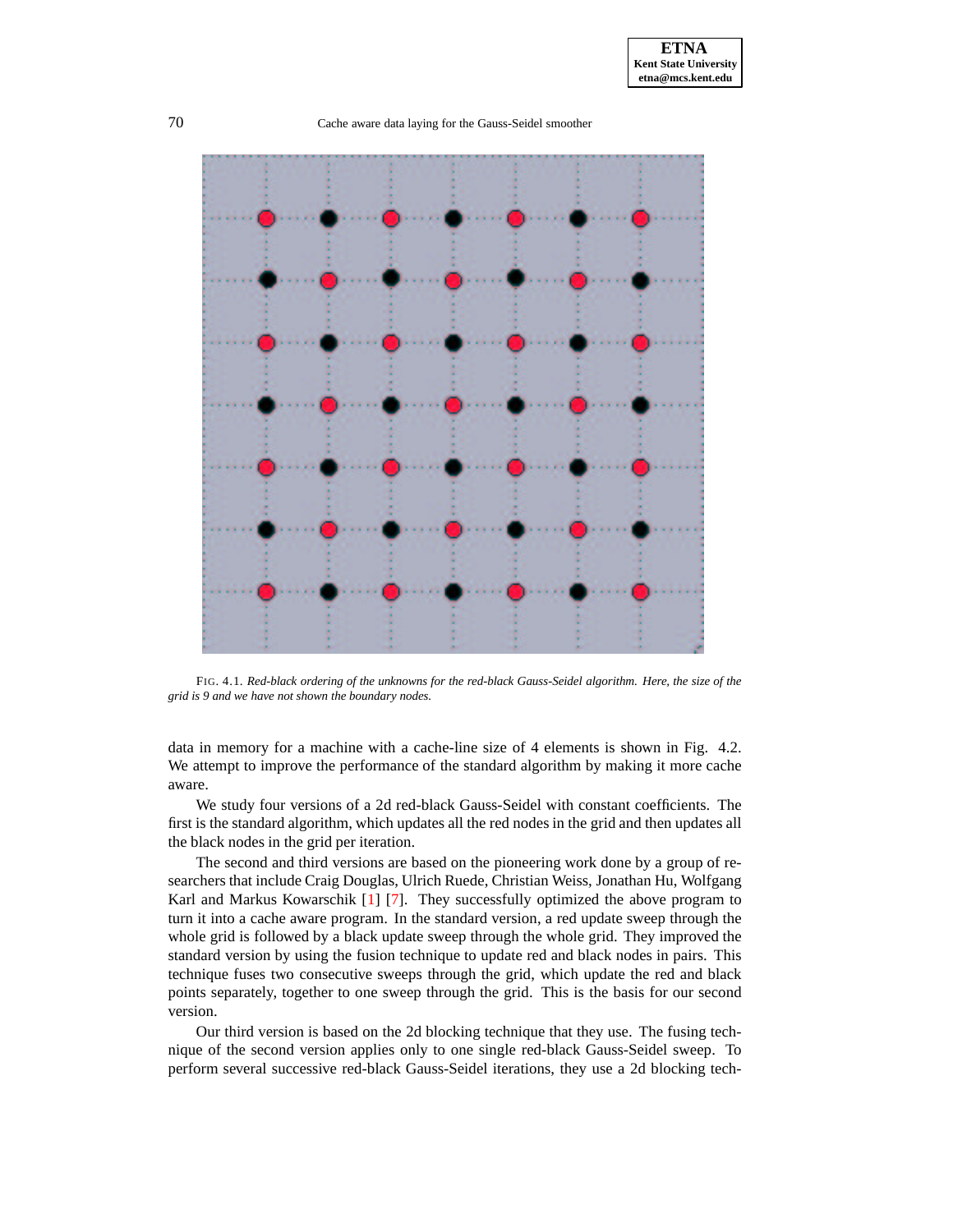FIG. 4.1. *Red-black ordering of the unknowns for the red-black Gauss-Seidel algorithm. Here, the size of the grid is 9 and we have not shown the boundary nodes.*

data in memory for a machine with a cache-line size of 4 elements is shown in Fig. 4.2. We attempt to improve the performance of the standard algorithm by making it more cache aware.

We study four versions of a 2d red-black Gauss-Seidel with constant coefficients. The first is the standard algorithm, which updates all the red nodes in the grid and then updates all the black nodes in the grid per iteration.

The second and third versions are based on the pioneering work done by a group of researchers that include Craig Douglas, Ulrich Ruede, Christian Weiss, Jonathan Hu, Wolfgang Karl and Markus Kowarschik [1] [7]. They successfully optimized the above program to turn it into a cache aware program. In the standard version, a red update sweep through the whole grid is followed by a black update sweep through the whole grid. They improved the standard version by using the fusion technique to update red and black nodes in pairs. This technique fuses two consecutive sweeps through the grid, which update the red and black points separately, together to one sweep through the grid. This is the basis for our second version.

Our third version is based on the 2d blocking technique that they use. The fusing technique of the second version applies only to one single red-black Gauss-Seidel sweep. To perform several successive red-black Gauss-Seidel iterations, they use a 2d blocking tech-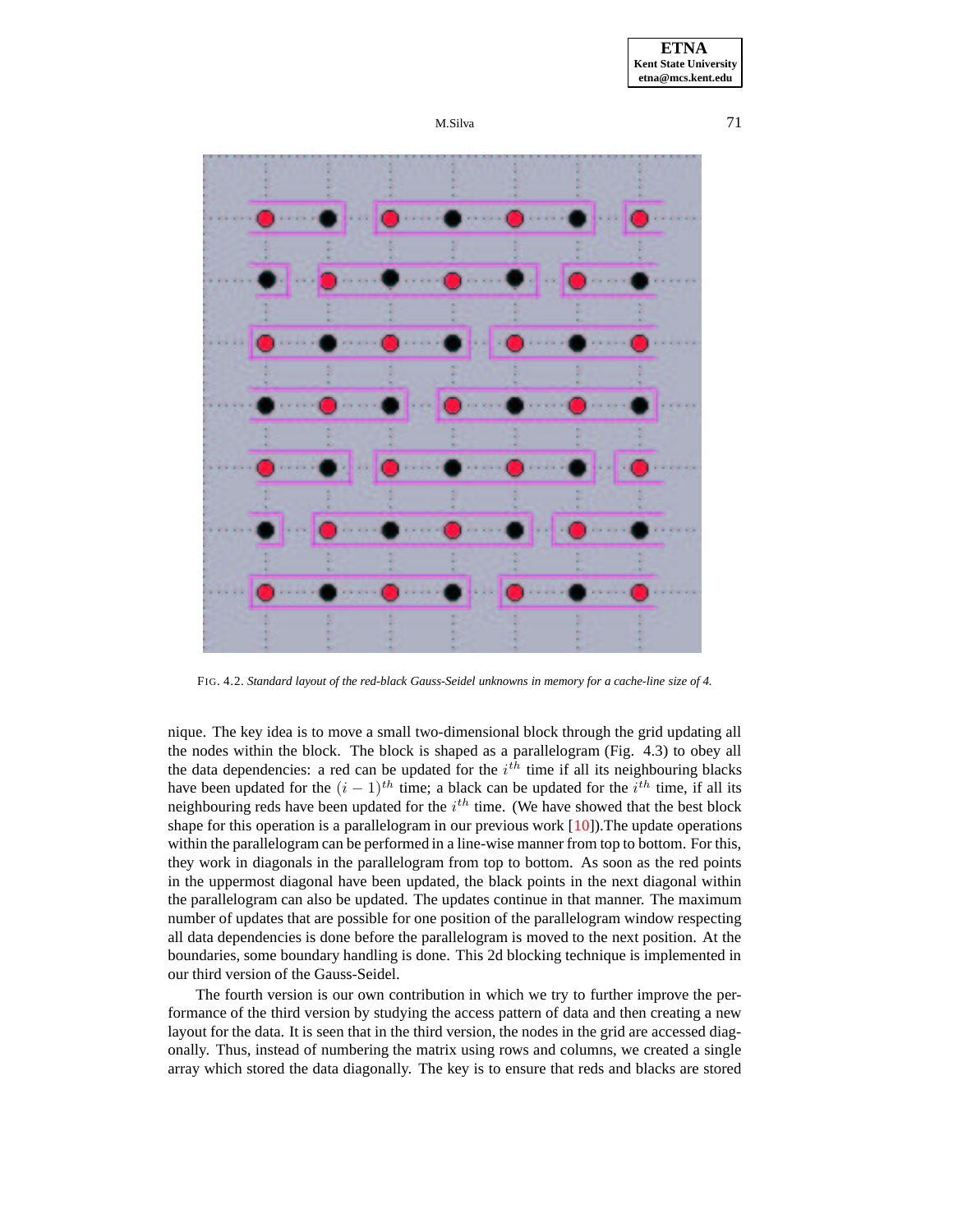FIG. 4.2. *Standard layout of the red-black Gauss-Seidel unknowns in memory for a cache-line size of 4.*

nique. The key idea is to move a small two-dimensional block through the grid updating all the nodes within the block. The block is shaped as a parallelogram (Fig. 4.3) to obey all the data dependencies: a red can be updated for the $i^{th}$ time if all its neighbouring blacks have been updated for the $(i-1)^{th}$ time; a black can be updated for the $i^{th}$ time, if all its neighbouring reds have been updated for the $i^{th}$ time. (We have showed that the best block shape for this operation is a parallelogram in our previous work [10]).The update operations within the parallelogram can be performed in a line-wise manner from top to bottom. For this, they work in diagonals in the parallelogram from top to bottom. As soon as the red points in the uppermost diagonal have been updated, the black points in the next diagonal within the parallelogram can also be updated. The updates continue in that manner. The maximum number of updates that are possible for one position of the parallelogram window respecting all data dependencies is done before the parallelogram is moved to the next position. At the boundaries, some boundary handling is done. This 2d blocking technique is implemented in our third version of the Gauss-Seidel.

The fourth version is our own contribution in which we try to further improve the performance of the third version by studying the access pattern of data and then creating a new layout for the data. It is seen that in the third version, the nodes in the grid are accessed diagonally. Thus, instead of numbering the matrix using rows and columns, we created a single array which stored the data diagonally. The key is to ensure that reds and blacks are stored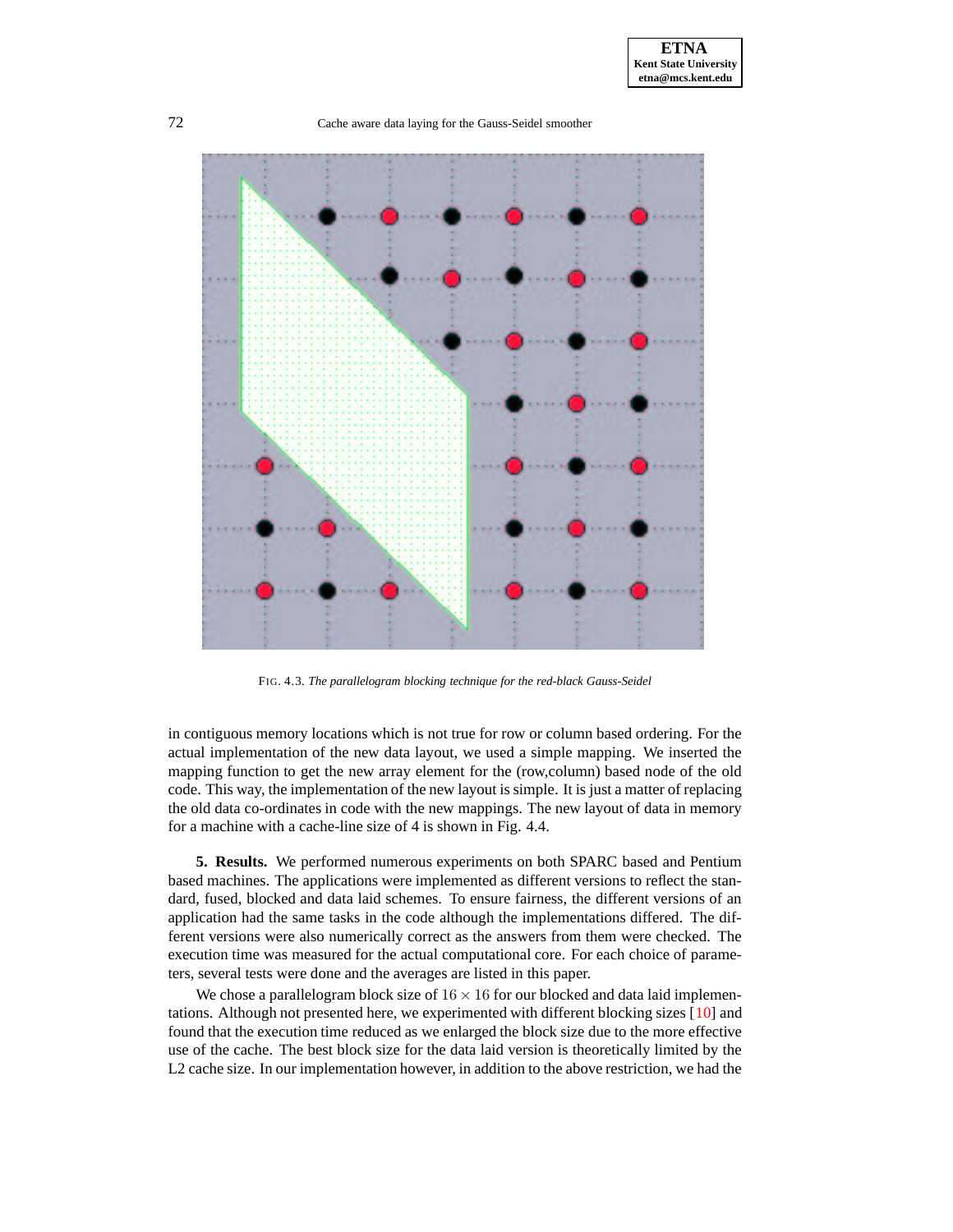FIG. 4.3. *The parallelogram blocking technique for the red-black Gauss-Seidel*

in contiguous memory locations which is not true for row or column based ordering. For the actual implementation of the new data layout, we used a simple mapping. We inserted the mapping function to get the new array element for the (row,column) based node of the old code. This way, the implementation of the new layout is simple. It is just a matter of replacing the old data co-ordinates in code with the new mappings. The new layout of data in memory for a machine with a cache-line size of 4 is shown in Fig. 4.4.

**5. Results.** We performed numerous experiments on both SPARC based and Pentium based machines. The applications were implemented as different versions to reflect the standard, fused, blocked and data laid schemes. To ensure fairness, the different versions of an application had the same tasks in the code although the implementations differed. The different versions were also numerically correct as the answers from them were checked. The execution time was measured for the actual computational core. For each choice of parameters, several tests were done and the averages are listed in this paper.

We chose a parallelogram block size of $16 \times 16$ for our blocked and data laid implementations. Although not presented here, we experimented with different blocking sizes [10] and found that the execution time reduced as we enlarged the block size due to the more effective use of the cache. The best block size for the data laid version is theoretically limited by the L2 cache size. In our implementation however, in addition to the above restriction, we had the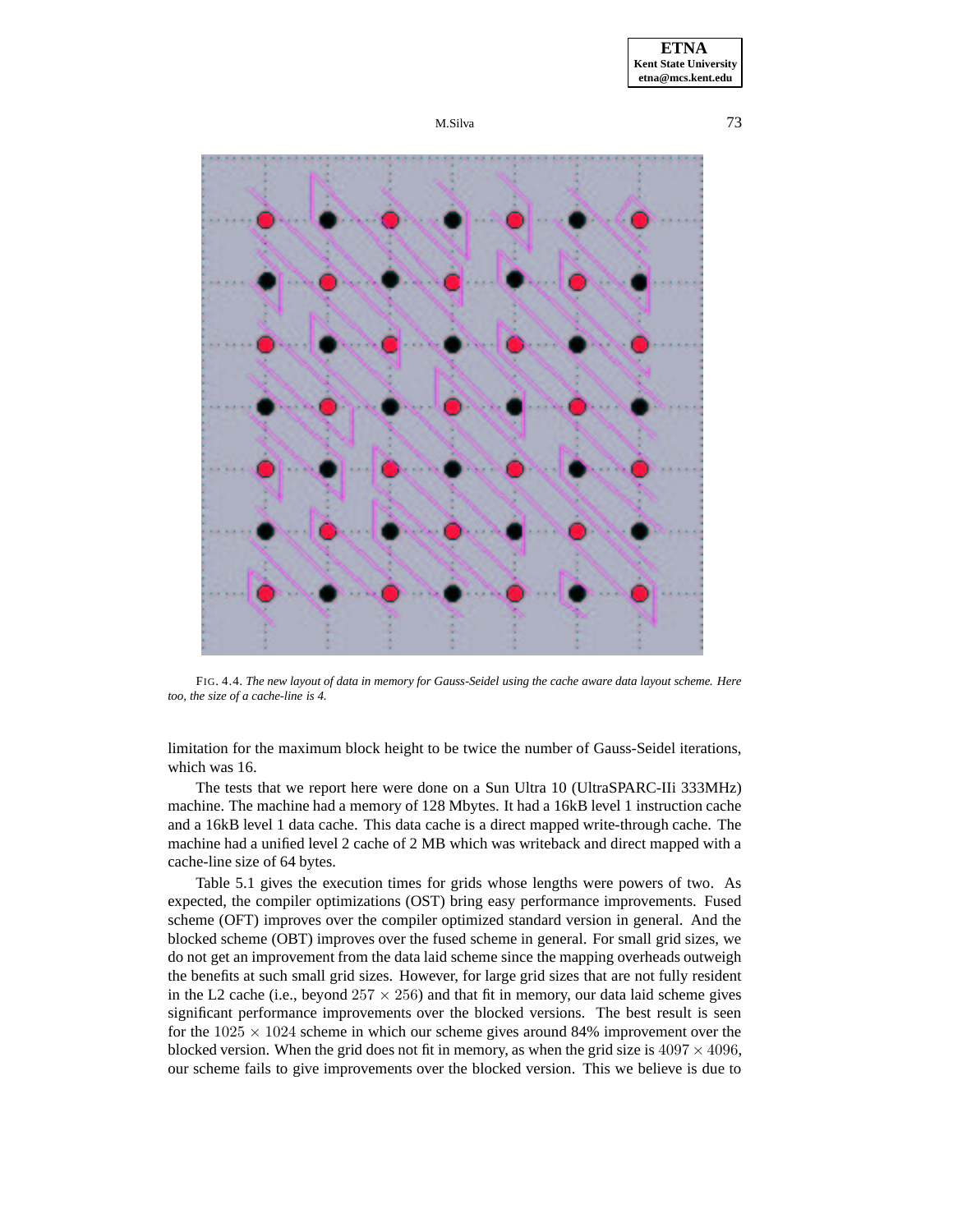FIG. 4.4. *The new layout of data in memory for Gauss-Seidel using the cache aware data layout scheme. Here too, the size of a cache-line is 4.*

limitation for the maximum block height to be twice the number of Gauss-Seidel iterations, which was 16.

The tests that we report here were done on a Sun Ultra 10 (UltraSPARC-IIi 333MHz) machine. The machine had a memory of 128 Mbytes. It had a 16kB level 1 instruction cache and a 16kB level 1 data cache. This data cache is a direct mapped write-through cache. The machine had a unified level 2 cache of 2 MB which was writeback and direct mapped with a cache-line size of 64 bytes.

Table 5.1 gives the execution times for grids whose lengths were powers of two. As expected, the compiler optimizations (OST) bring easy performance improvements. Fused scheme (OFT) improves over the compiler optimized standard version in general. And the blocked scheme (OBT) improves over the fused scheme in general. For small grid sizes, we do not get an improvement from the data laid scheme since the mapping overheads outweigh the benefits at such small grid sizes. However, for large grid sizes that are not fully resident in the L2 cache (i.e., beyond $257 \times 256$) and that fit in memory, our data laid scheme gives significant performance improvements over the blocked versions. The best result is seen for the $1025 \times 1024$ scheme in which our scheme gives around 84% improvement over the blocked version. When the grid does not fit in memory, as when the grid size is $4097 \times 4096$, our scheme fails to give improvements over the blocked version. This we believe is due to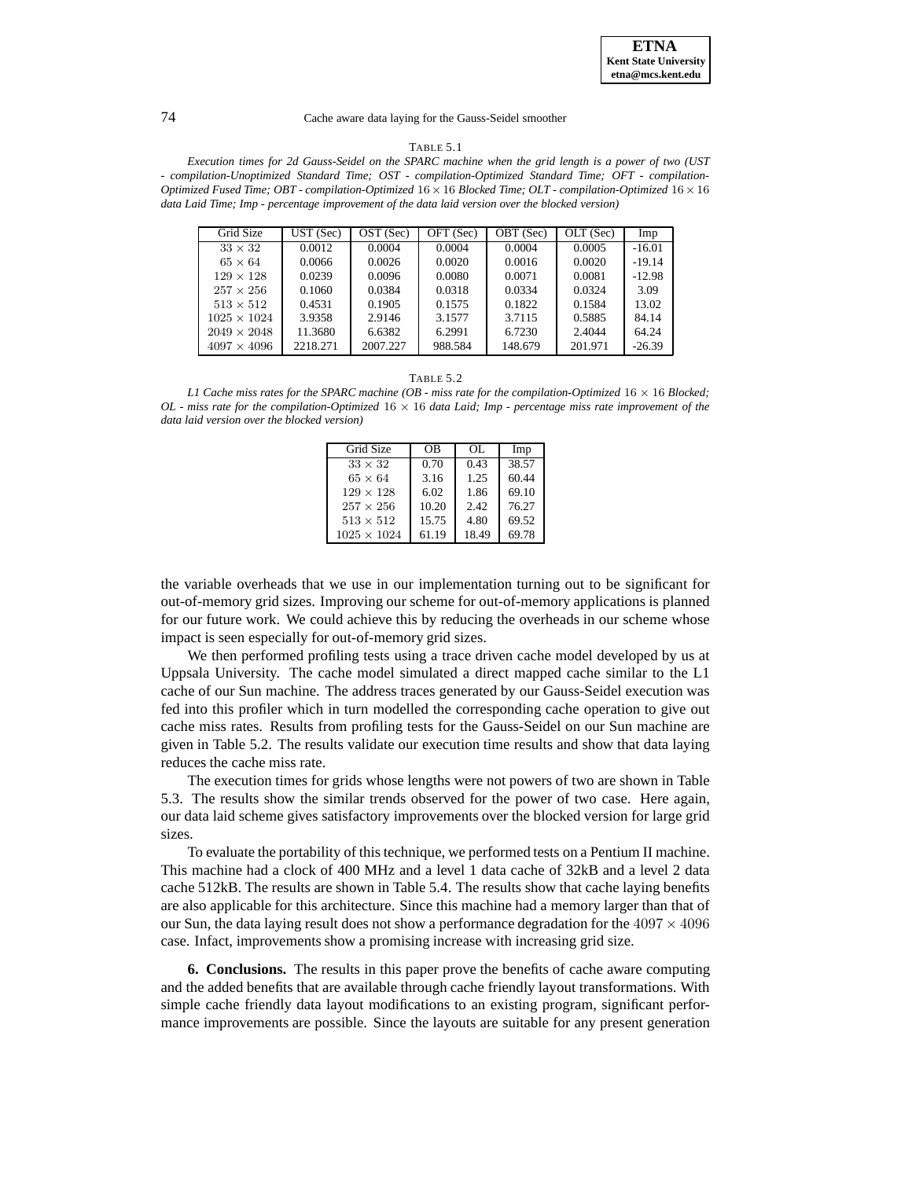TABLE 5.1

*Execution times for 2d Gauss-Seidel on the SPARC machine when the grid length is a power of two (UST - compilation-Unoptimized Standard Time; OST - compilation-Optimized Standard Time; OFT - compilation-Optimized Fused Time; OBT - compilation-Optimized $16 \times 16$ Blocked Time; OLT - compilation-Optimized $16 \times 16$ data Laid Time; Imp - percentage improvement of the data laid version over the blocked version)*

| Grid Size | UST (Sec) | OST (Sec) | OFT (Sec) | OBT (Sec) | OLT (Sec) | Imp |
|---|---|---|---|---|---|---|
| $33 \times 32$ | 0.0012 | 0.0004 | 0.0004 | 0.0004 | 0.0005 | -16.01 |
| $65 \times 64$ | 0.0066 | 0.0026 | 0.0020 | 0.0016 | 0.0020 | -19.14 |
| $129 \times 128$ | 0.0239 | 0.0096 | 0.0080 | 0.0071 | 0.0081 | -12.98 |
| $257 \times 256$ | 0.1060 | 0.0384 | 0.0318 | 0.0334 | 0.0324 | 3.09 |
| $513 \times 512$ | 0.4531 | 0.1905 | 0.1575 | 0.1822 | 0.1584 | 13.02 |
| $1025 \times 1024$ | 3.9358 | 2.9146 | 3.1577 | 3.7115 | 0.5885 | 84.14 |
| $2049 \times 2048$ | 11.3680 | 6.6382 | 6.2991 | 6.7230 | 2.4044 | 64.24 |
| $4097 \times 4096$ | 2218.271 | 2007.227 | 988.584 | 148.679 | 201.971 | -26.39 |

TABLE 5.2

*L1 Cache miss rates for the SPARC machine (OB - miss rate for the compilation-Optimized $16 \times 16$ Blocked; OL - miss rate for the compilation-Optimized $16 \times 16$ data Laid; Imp - percentage miss rate improvement of the data laid version over the blocked version)*

| Grid Size | OB | OL | Imp |
|---|---|---|---|
| $33 \times 32$ | 0.70 | 0.43 | 38.57 |
| $65 \times 64$ | 3.16 | 1.25 | 60.44 |
| $129 \times 128$ | 6.02 | 1.86 | 69.10 |
| $257 \times 256$ | 10.20 | 2.42 | 76.27 |
| $513 \times 512$ | 15.75 | 4.80 | 69.52 |
| $1025 \times 1024$ | 61.19 | 18.49 | 69.78 |

the variable overheads that we use in our implementation turning out to be significant for out-of-memory grid sizes. Improving our scheme for out-of-memory applications is planned for our future work. We could achieve this by reducing the overheads in our scheme whose impact is seen especially for out-of-memory grid sizes.

We then performed profiling tests using a trace driven cache model developed by us at Uppsala University. The cache model simulated a direct mapped cache similar to the L1 cache of our Sun machine. The address traces generated by our Gauss-Seidel execution was fed into this profiler which in turn modelled the corresponding cache operation to give out cache miss rates. Results from profiling tests for the Gauss-Seidel on our Sun machine are given in Table 5.2. The results validate our execution time results and show that data laying reduces the cache miss rate.

The execution times for grids whose lengths were not powers of two are shown in Table 5.3. The results show the similar trends observed for the power of two case. Here again, our data laid scheme gives satisfactory improvements over the blocked version for large grid sizes.

To evaluate the portability of this technique, we performed tests on a Pentium II machine. This machine had a clock of 400 MHz and a level 1 data cache of 32kB and a level 2 data cache 512kB. The results are shown in Table 5.4. The results show that cache laying benefits are also applicable for this architecture. Since this machine had a memory larger than that of our Sun, the data laying result does not show a performance degradation for the $4097 \times 4096$ case. Infact, improvements show a promising increase with increasing grid size.

**6. Conclusions.** The results in this paper prove the benefits of cache aware computing and the added benefits that are available through cache friendly layout transformations. With simple cache friendly data layout modifications to an existing program, significant performance improvements are possible. Since the layouts are suitable for any present generation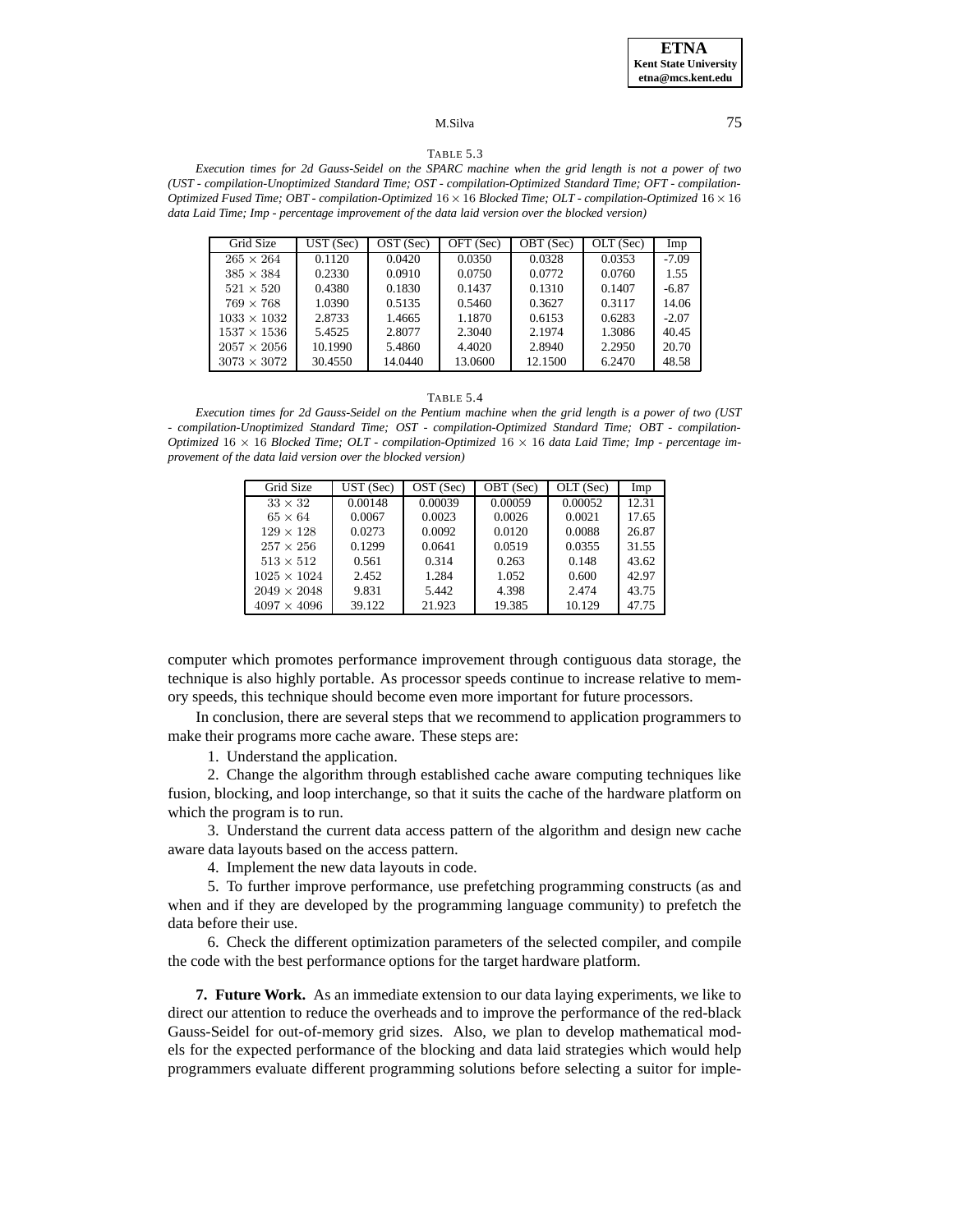TABLE 5.3

*Execution times for 2d Gauss-Seidel on the SPARC machine when the grid length is not a power of two (UST - compilation-Unoptimized Standard Time; OST - compilation-Optimized Standard Time; OFT - compilation-Optimized Fused Time; OBT - compilation-Optimized $16 \times 16$ Blocked Time; OLT - compilation-Optimized $16 \times 16$ data Laid Time; Imp - percentage improvement of the data laid version over the blocked version)*

| Grid Size | UST (Sec) | OST (Sec) | OFT (Sec) | OBT (Sec) | OLT (Sec) | Imp |
|---|---|---|---|---|---|---|
| $265 \times 264$ | 0.1120 | 0.0420 | 0.0350 | 0.0328 | 0.0353 | -7.09 |
| $385 \times 384$ | 0.2330 | 0.0910 | 0.0750 | 0.0772 | 0.0760 | 1.55 |
| $521 \times 520$ | 0.4380 | 0.1830 | 0.1437 | 0.1310 | 0.1407 | -6.87 |
| $769 \times 768$ | 1.0390 | 0.5135 | 0.5460 | 0.3627 | 0.3117 | 14.06 |
| $1033 \times 1032$ | 2.8733 | 1.4665 | 1.1870 | 0.6153 | 0.6283 | -2.07 |
| $1537 \times 1536$ | 5.4525 | 2.8077 | 2.3040 | 2.1974 | 1.3086 | 40.45 |
| $2057 \times 2056$ | 10.1990 | 5.4860 | 4.4020 | 2.8940 | 2.2950 | 20.70 |
| $3073 \times 3072$ | 30.4550 | 14.0440 | 13.0600 | 12.1500 | 6.2470 | 48.58 |

TABLE 5.4

*Execution times for 2d Gauss-Seidel on the Pentium machine when the grid length is a power of two (UST - compilation-Unoptimized Standard Time; OST - compilation-Optimized Standard Time; OBT - compilation-Optimized $16 \times 16$ Blocked Time; OLT - compilation-Optimized $16 \times 16$ data Laid Time; Imp - percentage improvement of the data laid version over the blocked version)*

| Grid Size | UST (Sec) | OST (Sec) | OBT (Sec) | OLT (Sec) | Imp |
|---|---|---|---|---|---|
| $33 \times 32$ | 0.00148 | 0.00039 | 0.00059 | 0.00052 | 12.31 |
| $65 \times 64$ | 0.0067 | 0.0023 | 0.0026 | 0.0021 | 17.65 |
| $129 \times 128$ | 0.0273 | 0.0092 | 0.0120 | 0.0088 | 26.87 |
| $257 \times 256$ | 0.1299 | 0.0641 | 0.0519 | 0.0355 | 31.55 |
| $513 \times 512$ | 0.561 | 0.314 | 0.263 | 0.148 | 43.62 |
| $1025 \times 1024$ | 2.452 | 1.284 | 1.052 | 0.600 | 42.97 |
| $2049 \times 2048$ | 9.831 | 5.442 | 4.398 | 2.474 | 43.75 |
| $4097 \times 4096$ | 39.122 | 21.923 | 19.385 | 10.129 | 47.75 |

computer which promotes performance improvement through contiguous data storage, the technique is also highly portable. As processor speeds continue to increase relative to memory speeds, this technique should become even more important for future processors.

In conclusion, there are several steps that we recommend to application programmers to make their programs more cache aware. These steps are:

1. Understand the application.
2. Change the algorithm through established cache aware computing techniques like fusion, blocking, and loop interchange, so that it suits the cache of the hardware platform on which the program is to run.
3. Understand the current data access pattern of the algorithm and design new cache aware data layouts based on the access pattern.
4. Implement the new data layouts in code.
5. To further improve performance, use prefetching programming constructs (as and when and if they are developed by the programming language community) to prefetch the data before their use.
6. Check the different optimization parameters of the selected compiler, and compile the code with the best performance options for the target hardware platform.

**7. Future Work.** As an immediate extension to our data laying experiments, we like to direct our attention to reduce the overheads and to improve the performance of the red-black Gauss-Seidel for out-of-memory grid sizes. Also, we plan to develop mathematical models for the expected performance of the blocking and data laid strategies which would help programmers evaluate different programming solutions before selecting a suitor for imple-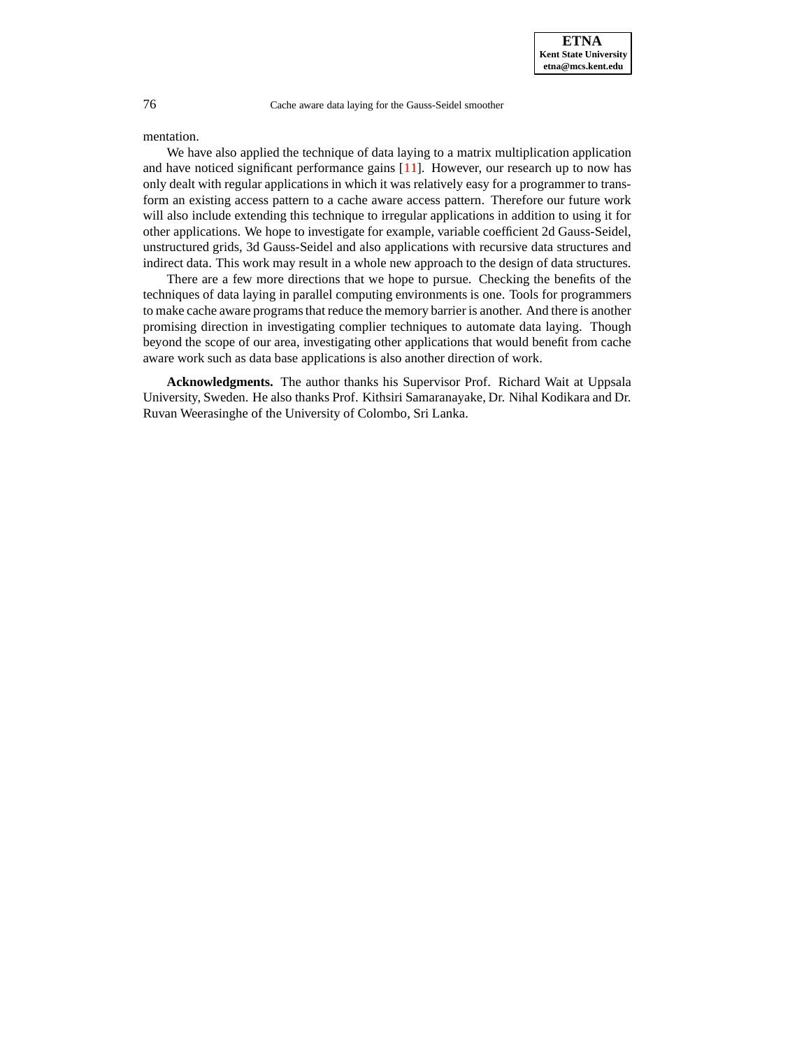mentation.

We have also applied the technique of data laying to a matrix multiplication application and have noticed significant performance gains [11]. However, our research up to now has only dealt with regular applications in which it was relatively easy for a programmer to transform an existing access pattern to a cache aware access pattern. Therefore our future work will also include extending this technique to irregular applications in addition to using it for other applications. We hope to investigate for example, variable coefficient 2d Gauss-Seidel, unstructured grids, 3d Gauss-Seidel and also applications with recursive data structures and indirect data. This work may result in a whole new approach to the design of data structures.

There are a few more directions that we hope to pursue. Checking the benefits of the techniques of data laying in parallel computing environments is one. Tools for programmers to make cache aware programs that reduce the memory barrier is another. And there is another promising direction in investigating complier techniques to automate data laying. Though beyond the scope of our area, investigating other applications that would benefit from cache aware work such as data base applications is also another direction of work.

**Acknowledgments.** The author thanks his Supervisor Prof. Richard Wait at Uppsala University, Sweden. He also thanks Prof. Kithsiri Samaranayake, Dr. Nihal Kodikara and Dr. Ruvan Weerasinghe of the University of Colombo, Sri Lanka.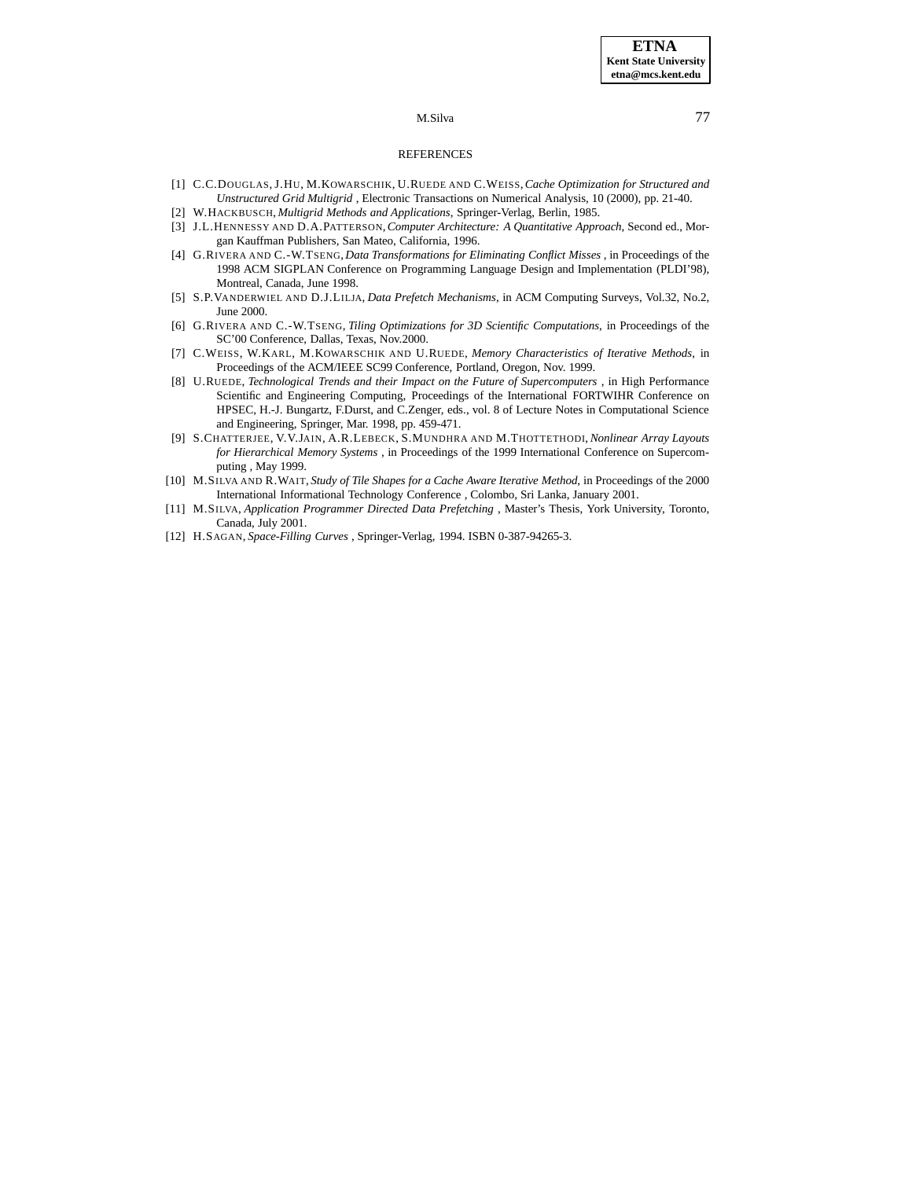## REFERENCES

[1] C.C.Douglas, J.Hu, M.Kowarschik, U.Ruede and C.Weiss, *Cache Optimization for Structured and Unstructured Grid Multigrid* , Electronic Transactions on Numerical Analysis, 10 (2000), pp. 21-40.

[2] W.Hackbusch, *Multigrid Methods and Applications*, Springer-Verlag, Berlin, 1985.

[3] J.L.Hennessy and D.A.Patterson, *Computer Architecture: A Quantitative Approach*, Second ed., Morgan Kauffman Publishers, San Mateo, California, 1996.

[4] G.Rivera and C.-W.Tseng, *Data Transformations for Eliminating Conflict Misses* , in Proceedings of the 1998 ACM SIGPLAN Conference on Programming Language Design and Implementation (PLDI'98), Montreal, Canada, June 1998.

[5] S.P.Vanderwiel and D.J.Lilja, *Data Prefetch Mechanisms*, in ACM Computing Surveys, Vol.32, No.2, June 2000.

[6] G.Rivera and C.-W.Tseng, *Tiling Optimizations for 3D Scientific Computations*, in Proceedings of the SC'00 Conference, Dallas, Texas, Nov.2000.

[7] C.Weiss, W.Karl, M.Kowarschik and U.Ruede, *Memory Characteristics of Iterative Methods*, in Proceedings of the ACM/IEEE SC99 Conference, Portland, Oregon, Nov. 1999.

[8] U.Ruede, *Technological Trends and their Impact on the Future of Supercomputers* , in High Performance Scientific and Engineering Computing, Proceedings of the International FORTWIHR Conference on HPSEC, H.-J. Bungartz, F.Durst, and C.Zenger, eds., vol. 8 of Lecture Notes in Computational Science and Engineering, Springer, Mar. 1998, pp. 459-471.

[9] S.Chatterjee, V.V.Jain, A.R.Lebeck, S.Mundhra and M.Thottethodi, *Nonlinear Array Layouts for Hierarchical Memory Systems* , in Proceedings of the 1999 International Conference on Supercomputing , May 1999.

[10] M.Silva and R.Wait, *Study of Tile Shapes for a Cache Aware Iterative Method*, in Proceedings of the 2000 International Informational Technology Conference , Colombo, Sri Lanka, January 2001.

[11] M.Silva, *Application Programmer Directed Data Prefetching* , Master's Thesis, York University, Toronto, Canada, July 2001.

[12] H.Sagan, *Space-Filling Curves* , Springer-Verlag, 1994. ISBN 0-387-94265-3.